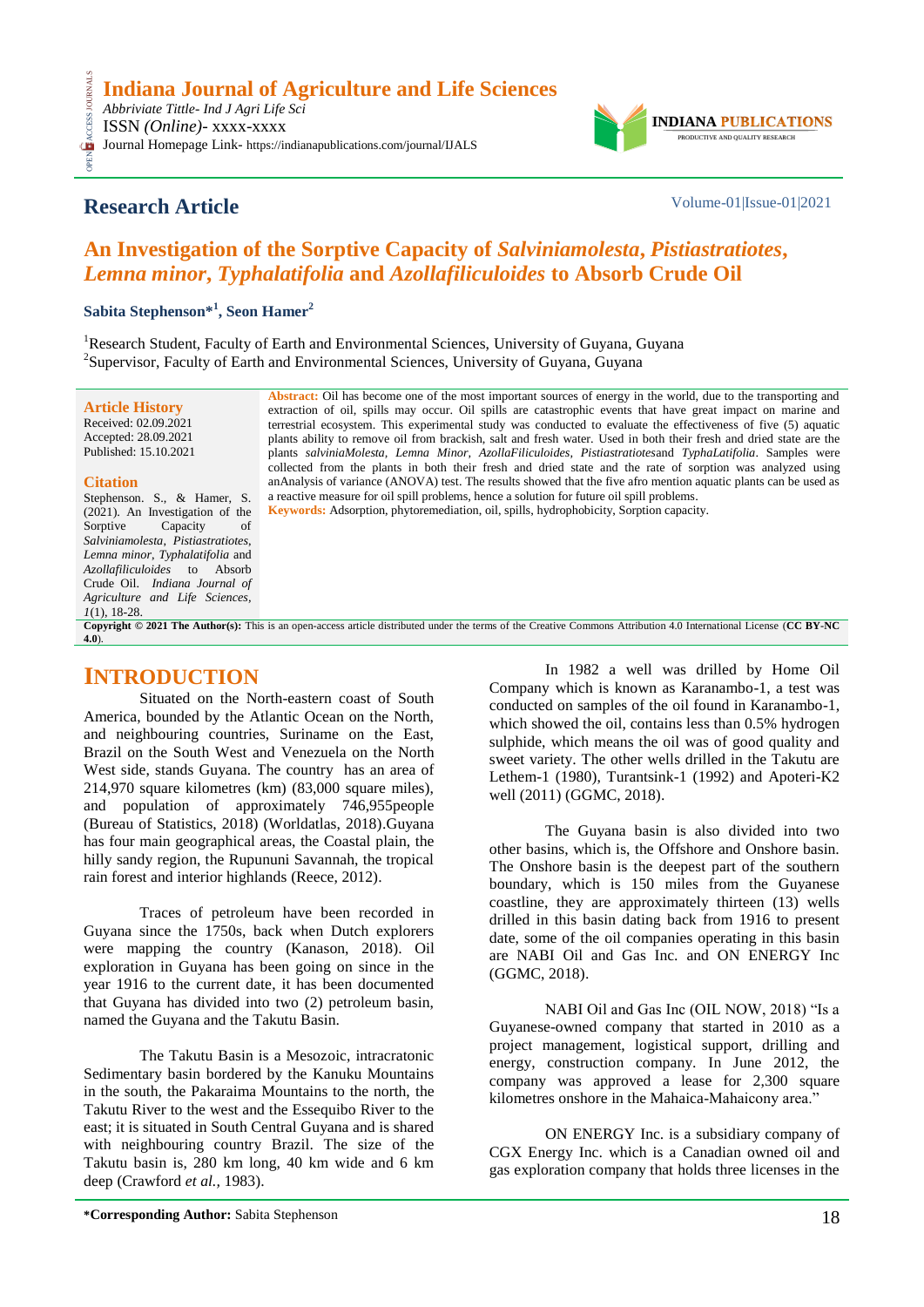# Indiana Journal of Agriculture and Life Sciences

*Abbriviate Tittle- Ind J Agri Life Sci*

ISSN *(Online)*- xxxx-xxxx

Journal Homepage Link- https://indianapublications.com/journal/IJALS

**INDIANA PUBLICATIONS**
PRODUCTIVE AND QUALITY RESEARCH

## Research Article

Volume-01|Issue-01|2021

# An Investigation of the Sorptive Capacity of *Salviniamolesta*, *Pistiastratiotes*, *Lemna minor*, *Typhalatifolia* and *Azollafiliculoides* to Absorb Crude Oil

**Sabita Stephenson*[1], Seon Hamer[2]**

[1]Research Student, Faculty of Earth and Environmental Sciences, University of Guyana, Guyana
[2]Supervisor, Faculty of Earth and Environmental Sciences, University of Guyana, Guyana

**Article History**
Received: 02.09.2021
Accepted: 28.09.2021
Published: 15.10.2021

**Citation**
Stephenson. S., & Hamer, S. (2021). An Investigation of the Sorptive Capacity of *Salviniamolesta, Pistiastratiotes, Lemna minor, Typhalatifolia* and *Azollafiliculoides* to Absorb Crude Oil. *Indiana Journal of Agriculture and Life Sciences, 1*(1), 18-28.

**Abstract:** Oil has become one of the most important sources of energy in the world, due to the transporting and extraction of oil, spills may occur. Oil spills are catastrophic events that have great impact on marine and terrestrial ecosystem. This experimental study was conducted to evaluate the effectiveness of five (5) aquatic plants ability to remove oil from brackish, salt and fresh water. Used in both their fresh and dried state are the plants *salviniaMolesta, Lemna Minor, AzollaFiliculoides, Pistiastratiotes*and *TyphaLatifolia*. Samples were collected from the plants in both their fresh and dried state and the rate of sorption was analyzed using anAnalysis of variance (ANOVA) test. The results showed that the five afro mention aquatic plants can be used as a reactive measure for oil spill problems, hence a solution for future oil spill problems.

**Keywords:** Adsorption, phytoremediation, oil, spills, hydrophobicity, Sorption capacity.

**Copyright © 2021 The Author(s):** This is an open-access article distributed under the terms of the Creative Commons Attribution 4.0 International License (**CC BY-NC 4.0**).

## INTRODUCTION

Situated on the North-eastern coast of South America, bounded by the Atlantic Ocean on the North, and neighbouring countries, Suriname on the East, Brazil on the South West and Venezuela on the North West side, stands Guyana. The country has an area of 214,970 square kilometres (km) (83,000 square miles), and population of approximately 746,955people (Bureau of Statistics, 2018) (Worldatlas, 2018).Guyana has four main geographical areas, the Coastal plain, the hilly sandy region, the Rupununi Savannah, the tropical rain forest and interior highlands (Reece, 2012).

Traces of petroleum have been recorded in Guyana since the 1750s, back when Dutch explorers were mapping the country (Kanason, 2018). Oil exploration in Guyana has been going on since in the year 1916 to the current date, it has been documented that Guyana has divided into two (2) petroleum basin, named the Guyana and the Takutu Basin.

The Takutu Basin is a Mesozoic, intracratonic Sedimentary basin bordered by the Kanuku Mountains in the south, the Pakaraima Mountains to the north, the Takutu River to the west and the Essequibo River to the east; it is situated in South Central Guyana and is shared with neighbouring country Brazil. The size of the Takutu basin is, 280 km long, 40 km wide and 6 km deep (Crawford *et al.,* 1983).

In 1982 a well was drilled by Home Oil Company which is known as Karanambo-1, a test was conducted on samples of the oil found in Karanambo-1, which showed the oil, contains less than 0.5% hydrogen sulphide, which means the oil was of good quality and sweet variety. The other wells drilled in the Takutu are Lethem-1 (1980), Turantsink-1 (1992) and Apoteri-K2 well (2011) (GGMC, 2018).

The Guyana basin is also divided into two other basins, which is, the Offshore and Onshore basin. The Onshore basin is the deepest part of the southern boundary, which is 150 miles from the Guyanese coastline, they are approximately thirteen (13) wells drilled in this basin dating back from 1916 to present date, some of the oil companies operating in this basin are NABI Oil and Gas Inc. and ON ENERGY Inc (GGMC, 2018).

NABI Oil and Gas Inc (OIL NOW, 2018) "Is a Guyanese-owned company that started in 2010 as a project management, logistical support, drilling and energy, construction company. In June 2012, the company was approved a lease for 2,300 square kilometres onshore in the Mahaica-Mahaicony area."

ON ENERGY Inc. is a subsidiary company of CGX Energy Inc. which is a Canadian owned oil and gas exploration company that holds three licenses in the

**\*Corresponding Author:** Sabita Stephenson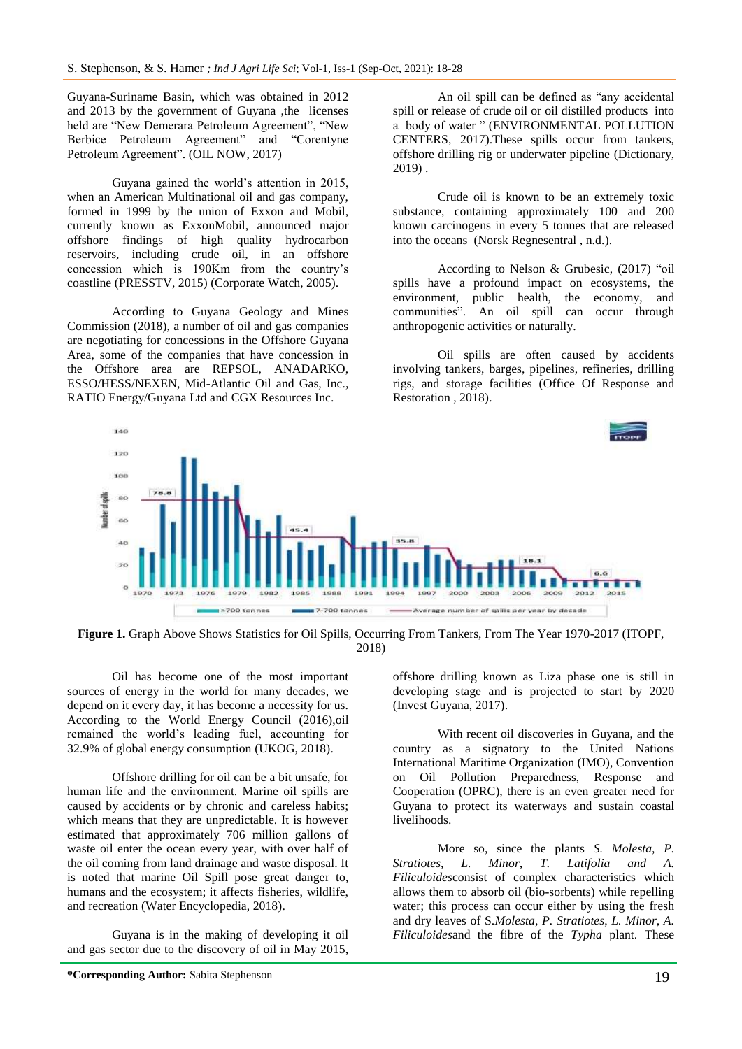Guyana-Suriname Basin, which was obtained in 2012 and 2013 by the government of Guyana ,the licenses held are "New Demerara Petroleum Agreement", "New Berbice Petroleum Agreement" and "Corentyne Petroleum Agreement". (OIL NOW, 2017)

Guyana gained the world's attention in 2015, when an American Multinational oil and gas company, formed in 1999 by the union of Exxon and Mobil, currently known as ExxonMobil, announced major offshore findings of high quality hydrocarbon reservoirs, including crude oil, in an offshore concession which is 190Km from the country's coastline (PRESSTV, 2015) (Corporate Watch, 2005).

According to Guyana Geology and Mines Commission (2018), a number of oil and gas companies are negotiating for concessions in the Offshore Guyana Area, some of the companies that have concession in the Offshore area are REPSOL, ANADARKO, ESSO/HESS/NEXEN, Mid-Atlantic Oil and Gas, Inc., RATIO Energy/Guyana Ltd and CGX Resources Inc.

An oil spill can be defined as "any accidental spill or release of crude oil or oil distilled products into a body of water " (ENVIRONMENTAL POLLUTION CENTERS, 2017).These spills occur from tankers, offshore drilling rig or underwater pipeline (Dictionary, 2019) .

Crude oil is known to be an extremely toxic substance, containing approximately 100 and 200 known carcinogens in every 5 tonnes that are released into the oceans (Norsk Regnesentral , n.d.).

According to Nelson & Grubesic, (2017) "oil spills have a profound impact on ecosystems, the environment, public health, the economy, and communities". An oil spill can occur through anthropogenic activities or naturally.

Oil spills are often caused by accidents involving tankers, barges, pipelines, refineries, drilling rigs, and storage facilities (Office Of Response and Restoration , 2018).

**Figure 1.** Graph Above Shows Statistics for Oil Spills, Occurring From Tankers, From The Year 1970-2017 (ITOPF, 2018)

Oil has become one of the most important sources of energy in the world for many decades, we depend on it every day, it has become a necessity for us. According to the World Energy Council (2016),oil remained the world's leading fuel, accounting for 32.9% of global energy consumption (UKOG, 2018).

Offshore drilling for oil can be a bit unsafe, for human life and the environment. Marine oil spills are caused by accidents or by chronic and careless habits; which means that they are unpredictable. It is however estimated that approximately 706 million gallons of waste oil enter the ocean every year, with over half of the oil coming from land drainage and waste disposal. It is noted that marine Oil Spill pose great danger to, humans and the ecosystem; it affects fisheries, wildlife, and recreation (Water Encyclopedia, 2018).

Guyana is in the making of developing it oil and gas sector due to the discovery of oil in May 2015, offshore drilling known as Liza phase one is still in developing stage and is projected to start by 2020 (Invest Guyana, 2017).

With recent oil discoveries in Guyana, and the country as a signatory to the United Nations International Maritime Organization (IMO), Convention on Oil Pollution Preparedness, Response and Cooperation (OPRC), there is an even greater need for Guyana to protect its waterways and sustain coastal livelihoods.

More so, since the plants *S. Molesta, P. Stratiotes, L. Minor, T. Latifolia and A. Filiculoides*consist of complex characteristics which allows them to absorb oil (bio-sorbents) while repelling water; this process can occur either by using the fresh and dry leaves of *S.Molesta, P. Stratiotes, L. Minor, A. Filiculoides*and the fibre of the *Typha* plant. These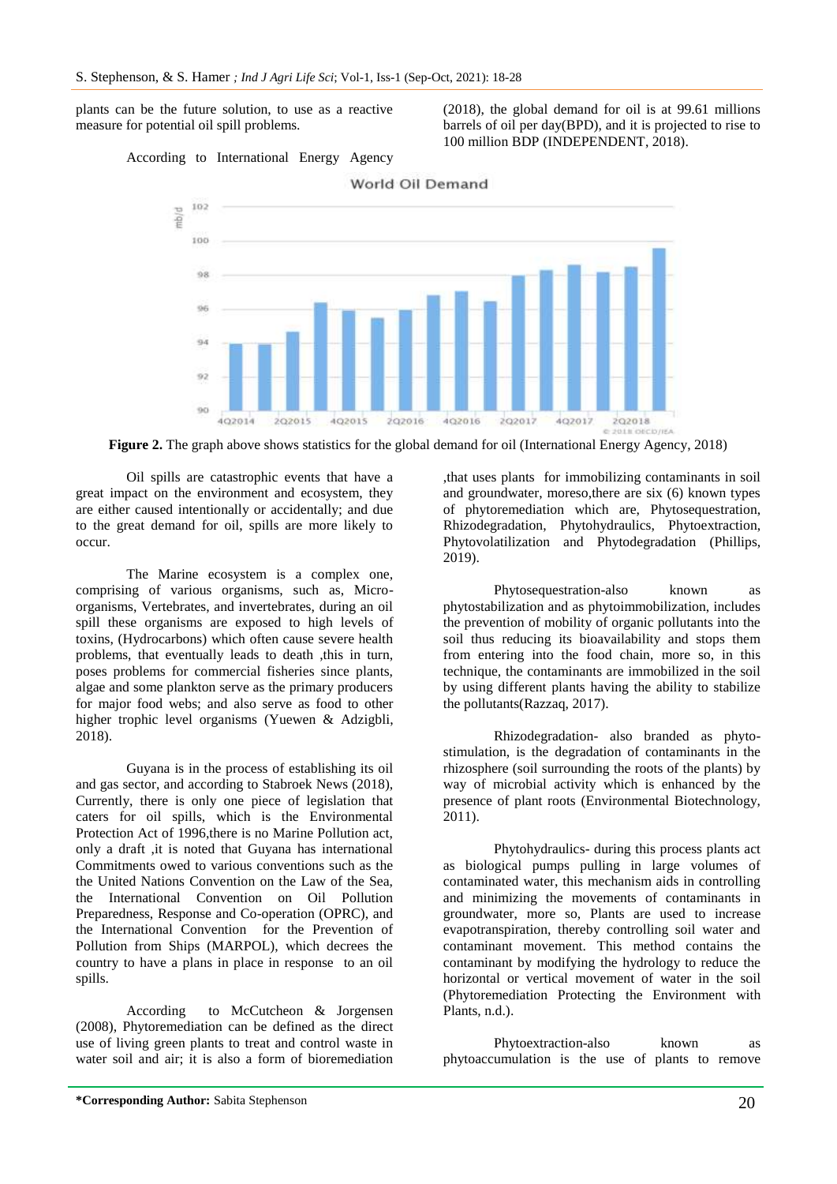plants can be the future solution, to use as a reactive measure for potential oil spill problems.

According to International Energy Agency (2018), the global demand for oil is at 99.61 millions barrels of oil per day(BPD), and it is projected to rise to 100 million BDP (INDEPENDENT, 2018).

**Figure 2.** The graph above shows statistics for the global demand for oil (International Energy Agency, 2018)

Oil spills are catastrophic events that have a great impact on the environment and ecosystem, they are either caused intentionally or accidentally; and due to the great demand for oil, spills are more likely to occur.

The Marine ecosystem is a complex one, comprising of various organisms, such as, Micro-organisms, Vertebrates, and invertebrates, during an oil spill these organisms are exposed to high levels of toxins, (Hydrocarbons) which often cause severe health problems, that eventually leads to death ,this in turn, poses problems for commercial fisheries since plants, algae and some plankton serve as the primary producers for major food webs; and also serve as food to other higher trophic level organisms (Yuewen & Adzigbli, 2018).

Guyana is in the process of establishing its oil and gas sector, and according to Stabroek News (2018), Currently, there is only one piece of legislation that caters for oil spills, which is the Environmental Protection Act of 1996,there is no Marine Pollution act, only a draft ,it is noted that Guyana has international Commitments owed to various conventions such as the the United Nations Convention on the Law of the Sea, the International Convention on Oil Pollution Preparedness, Response and Co-operation (OPRC), and the International Convention for the Prevention of Pollution from Ships (MARPOL), which decrees the country to have a plans in place in response to an oil spills.

According to McCutcheon & Jorgensen (2008), Phytoremediation can be defined as the direct use of living green plants to treat and control waste in water soil and air; it is also a form of bioremediation ,that uses plants for immobilizing contaminants in soil and groundwater, moreso,there are six (6) known types of phytoremediation which are, Phytosequestration, Rhizodegradation, Phytohydraulics, Phytoextraction, Phytovolatilization and Phytodegradation (Phillips, 2019).

Phytosequestration-also known as phytostabilization and as phytoimmobilization, includes the prevention of mobility of organic pollutants into the soil thus reducing its bioavailability and stops them from entering into the food chain, more so, in this technique, the contaminants are immobilized in the soil by using different plants having the ability to stabilize the pollutants(Razzaq, 2017).

Rhizodegradation- also branded as phyto-stimulation, is the degradation of contaminants in the rhizosphere (soil surrounding the roots of the plants) by way of microbial activity which is enhanced by the presence of plant roots (Environmental Biotechnology, 2011).

Phytohydraulics- during this process plants act as biological pumps pulling in large volumes of contaminated water, this mechanism aids in controlling and minimizing the movements of contaminants in groundwater, more so, Plants are used to increase evapotranspiration, thereby controlling soil water and contaminant movement. This method contains the contaminant by modifying the hydrology to reduce the horizontal or vertical movement of water in the soil (Phytoremediation Protecting the Environment with Plants, n.d.).

Phytoextraction-also known as phytoaccumulation is the use of plants to remove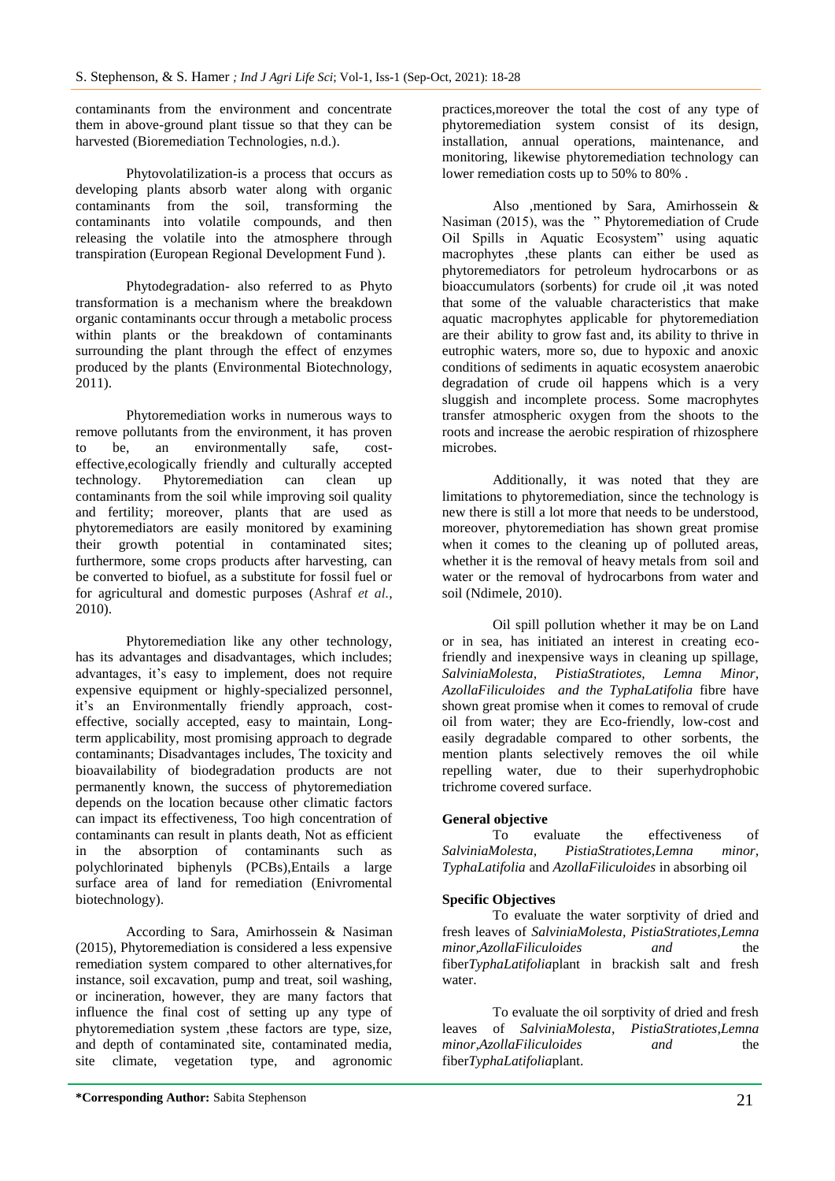contaminants from the environment and concentrate them in above-ground plant tissue so that they can be harvested (Bioremediation Technologies, n.d.).

Phytovolatilization-is a process that occurs as developing plants absorb water along with organic contaminants from the soil, transforming the contaminants into volatile compounds, and then releasing the volatile into the atmosphere through transpiration (European Regional Development Fund ).

Phytodegradation- also referred to as Phyto transformation is a mechanism where the breakdown organic contaminants occur through a metabolic process within plants or the breakdown of contaminants surrounding the plant through the effect of enzymes produced by the plants (Environmental Biotechnology, 2011).

Phytoremediation works in numerous ways to remove pollutants from the environment, it has proven to be, an environmentally safe, cost-effective,ecologically friendly and culturally accepted technology. Phytoremediation can clean up contaminants from the soil while improving soil quality and fertility; moreover, plants that are used as phytoremediators are easily monitored by examining their growth potential in contaminated sites; furthermore, some crops products after harvesting, can be converted to biofuel, as a substitute for fossil fuel or for agricultural and domestic purposes (Ashraf *et al.*, 2010).

Phytoremediation like any other technology, has its advantages and disadvantages, which includes; advantages, it's easy to implement, does not require expensive equipment or highly-specialized personnel, it's an Environmentally friendly approach, cost-effective, socially accepted, easy to maintain, Long-term applicability, most promising approach to degrade contaminants; Disadvantages includes, The toxicity and bioavailability of biodegradation products are not permanently known, the success of phytoremediation depends on the location because other climatic factors can impact its effectiveness, Too high concentration of contaminants can result in plants death, Not as efficient in the absorption of contaminants such as polychlorinated biphenyls (PCBs),Entails a large surface area of land for remediation (Enivromental biotechnology).

According to Sara, Amirhossein & Nasiman (2015), Phytoremediation is considered a less expensive remediation system compared to other alternatives,for instance, soil excavation, pump and treat, soil washing, or incineration, however, they are many factors that influence the final cost of setting up any type of phytoremediation system ,these factors are type, size, and depth of contaminated site, contaminated media, site climate, vegetation type, and agronomic practices,moreover the total the cost of any type of phytoremediation system consist of its design, installation, annual operations, maintenance, and monitoring, likewise phytoremediation technology can lower remediation costs up to 50% to 80% .

Also ,mentioned by Sara, Amirhossein & Nasiman (2015), was the " Phytoremediation of Crude Oil Spills in Aquatic Ecosystem" using aquatic macrophytes ,these plants can either be used as phytoremediators for petroleum hydrocarbons or as bioaccumulators (sorbents) for crude oil ,it was noted that some of the valuable characteristics that make aquatic macrophytes applicable for phytoremediation are their ability to grow fast and, its ability to thrive in eutrophic waters, more so, due to hypoxic and anoxic conditions of sediments in aquatic ecosystem anaerobic degradation of crude oil happens which is a very sluggish and incomplete process. Some macrophytes transfer atmospheric oxygen from the shoots to the roots and increase the aerobic respiration of rhizosphere microbes.

Additionally, it was noted that they are limitations to phytoremediation, since the technology is new there is still a lot more that needs to be understood, moreover, phytoremediation has shown great promise when it comes to the cleaning up of polluted areas, whether it is the removal of heavy metals from soil and water or the removal of hydrocarbons from water and soil (Ndimele, 2010).

Oil spill pollution whether it may be on Land or in sea, has initiated an interest in creating eco-friendly and inexpensive ways in cleaning up spillage, *SalviniaMolesta, PistiaStratiotes, Lemna Minor, AzollaFiliculoides and the TyphaLatifolia* fibre have shown great promise when it comes to removal of crude oil from water; they are Eco-friendly, low-cost and easily degradable compared to other sorbents, the mention plants selectively removes the oil while repelling water, due to their superhydrophobic trichrome covered surface.

**General objective**

To evaluate the effectiveness of *SalviniaMolesta, PistiaStratiotes,Lemna minor, TyphaLatifolia* and *AzollaFiliculoides* in absorbing oil

**Specific Objectives**

To evaluate the water sorptivity of dried and fresh leaves of *SalviniaMolesta, PistiaStratiotes,Lemna minor,AzollaFiliculoides and* the fiber*TyphaLatifolia*plant in brackish salt and fresh water.

To evaluate the oil sorptivity of dried and fresh leaves of *SalviniaMolesta, PistiaStratiotes,Lemna minor,AzollaFiliculoides and* the fiber*TyphaLatifolia*plant.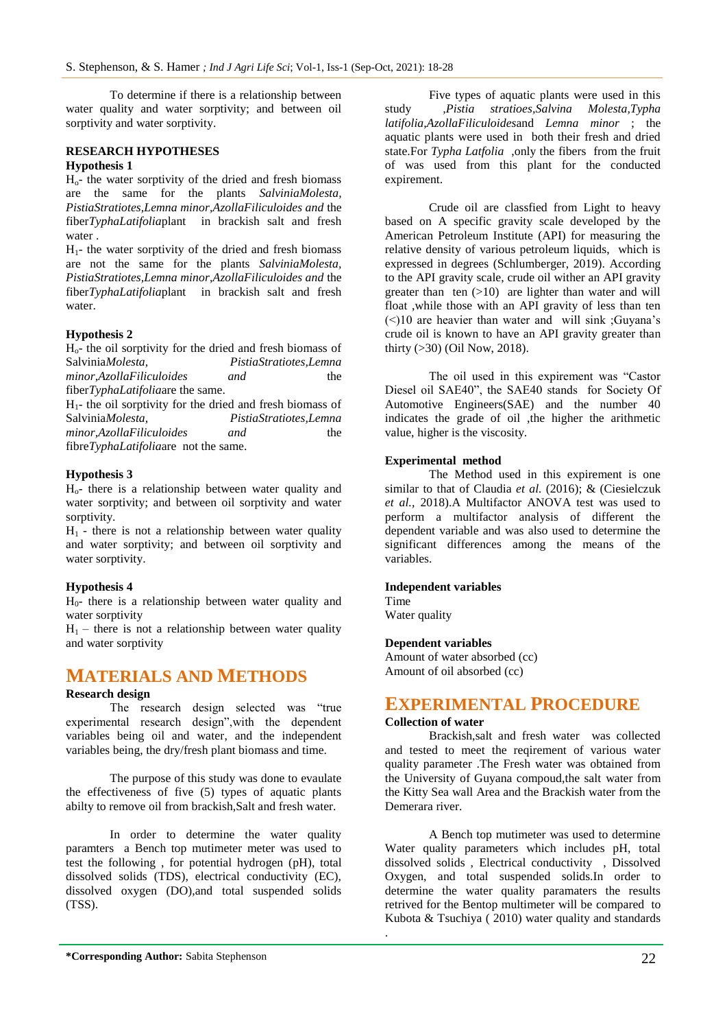To determine if there is a relationship between water quality and water sorptivity; and between oil sorptivity and water sorptivity.

**RESEARCH HYPOTHESES**

**Hypothesis 1**

$H_o$- the water sorptivity of the dried and fresh biomass are the same for the plants *SalviniaMolesta, PistiaStratiotes,Lemna minor,AzollaFiliculoides and* the fiber*TyphaLatifolia*plant in brackish salt and fresh water .

$H_1$- the water sorptivity of the dried and fresh biomass are not the same for the plants *SalviniaMolesta, PistiaStratiotes,Lemna minor,AzollaFiliculoides and* the fiber*TyphaLatifolia*plant in brackish salt and fresh water.

**Hypothesis 2**

$H_o$- the oil sorptivity for the dried and fresh biomass of Salvinia*Molesta, PistiaStratiotes,Lemna minor,AzollaFiliculoides and* the fiber*TyphaLatifolia*are the same.

$H_1$- the oil sorptivity for the dried and fresh biomass of Salvinia*Molesta, PistiaStratiotes,Lemna minor,AzollaFiliculoides and* the fibre*TyphaLatifolia*are not the same.

**Hypothesis 3**

$H_o$- there is a relationship between water quality and water sorptivity; and between oil sorptivity and water sorptivity.

$H_1$ - there is not a relationship between water quality and water sorptivity; and between oil sorptivity and water sorptivity.

**Hypothesis 4**

$H_0$- there is a relationship between water quality and water sorptivity

$H_1$ – there is not a relationship between water quality and water sorptivity

# MATERIALS AND METHODS

**Research design**

The research design selected was "true experimental research design",with the dependent variables being oil and water, and the independent variables being, the dry/fresh plant biomass and time.

The purpose of this study was done to evaulate the effectiveness of five (5) types of aquatic plants abilty to remove oil from brackish,Salt and fresh water.

In order to determine the water quality paramters a Bench top mutimeter meter was used to test the following , for potential hydrogen (pH), total dissolved solids (TDS), electrical conductivity (EC), dissolved oxygen (DO),and total suspended solids (TSS).

Five types of aquatic plants were used in this study ,*Pistia stratioes,Salvina Molesta,Typha latifolia,AzollaFiliculoides*and *Lemna minor* ; the aquatic plants were used in both their fresh and dried state.For *Typha Latfolia* ,only the fibers from the fruit of was used from this plant for the conducted expirement.

Crude oil are classfied from Light to heavy based on A specific gravity scale developed by the American Petroleum Institute (API) for measuring the relative density of various petroleum liquids, which is expressed in degrees (Schlumberger, 2019). According to the API gravity scale, crude oil wither an API gravity greater than ten (>10) are lighter than water and will float ,while those with an API gravity of less than ten (<)10 are heavier than water and will sink ;Guyana's crude oil is known to have an API gravity greater than thirty (>30) (Oil Now, 2018).

The oil used in this expirement was "Castor Diesel oil SAE40", the SAE40 stands for Society Of Automotive Engineers(SAE) and the number 40 indicates the grade of oil ,the higher the arithmetic value, higher is the viscosity.

**Experimental method**

The Method used in this expirement is one similar to that of Claudia *et al.* (2016); & (Ciesielczuk *et al.,* 2018).A Multifactor ANOVA test was used to perform a multifactor analysis of different the dependent variable and was also used to determine the significant differences among the means of the variables.

**Independent variables**

Time

Water quality

**Dependent variables**

Amount of water absorbed (cc)

Amount of oil absorbed (cc)

# EXPERIMENTAL PROCEDURE

**Collection of water**

Brackish,salt and fresh water was collected and tested to meet the reqirement of various water quality parameter .The Fresh water was obtained from the University of Guyana compoud,the salt water from the Kitty Sea wall Area and the Brackish water from the Demerara river.

A Bench top mutimeter was used to determine Water quality parameters which includes pH, total dissolved solids , Electrical conductivity , Dissolved Oxygen, and total suspended solids.In order to determine the water quality paramaters the results retrived for the Bentop multimeter will be compared to Kubota & Tsuchiya ( 2010) water quality and standards .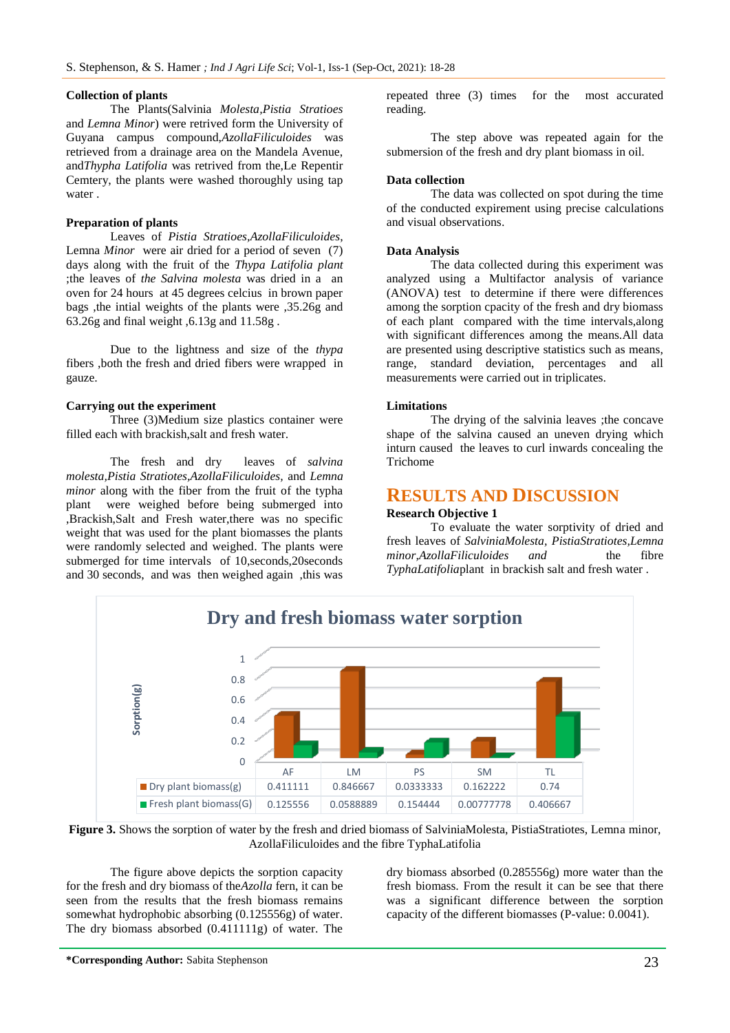### Collection of plants

The Plants(Salvinia *Molesta,Pistia Stratioes* and *Lemna Minor*) were retrived form the University of Guyana campus compound,*AzollaFiliculoides* was retrieved from a drainage area on the Mandela Avenue, and*Thypha Latifolia* was retrived from the,Le Repentir Cemtery, the plants were washed thoroughly using tap water .

### Preparation of plants

Leaves of *Pistia Stratioes,AzollaFiliculoides,* Lemna *Minor* were air dried for a period of seven (7) days along with the fruit of the *Thypa Latifolia plant* ;the leaves of *the Salvina molesta* was dried in a an oven for 24 hours at 45 degrees celcius in brown paper bags ,the intial weights of the plants were ,35.26g and 63.26g and final weight ,6.13g and 11.58g .

Due to the lightness and size of the *thypa* fibers ,both the fresh and dried fibers were wrapped in gauze.

### Carrying out the experiment

Three (3)Medium size plastics container were filled each with brackish,salt and fresh water.

The fresh and dry leaves of *salvina molesta,Pistia Stratiotes,AzollaFiliculoides,* and *Lemna minor* along with the fiber from the fruit of the typha plant were weighed before being submerged into ,Brackish,Salt and Fresh water,there was no specific weight that was used for the plant biomasses the plants were randomly selected and weighed. The plants were submerged for time intervals of 10,seconds,20seconds and 30 seconds, and was then weighed again ,this was repeated three (3) times for the most accurated reading.

The step above was repeated again for the submersion of the fresh and dry plant biomass in oil.

### Data collection

The data was collected on spot during the time of the conducted expirement using precise calculations and visual observations.

### Data Analysis

The data collected during this experiment was analyzed using a Multifactor analysis of variance (ANOVA) test to determine if there were differences among the sorption cpacity of the fresh and dry biomass of each plant compared with the time intervals,along with significant differences among the means.All data are presented using descriptive statistics such as means, range, standard deviation, percentages and all measurements were carried out in triplicates.

### Limitations

The drying of the salvinia leaves ;the concave shape of the salvina caused an uneven drying which inturn caused the leaves to curl inwards concealing the Trichome

## RESULTS AND DISCUSSION

### Research Objective 1

To evaluate the water sorptivity of dried and fresh leaves of *SalviniaMolesta, PistiaStratiotes,Lemna minor,AzollaFiliculoides and* the fibre *TyphaLatifolia*plant in brackish salt and fresh water .

**Dry and fresh biomass water sorption**

| | AF | LM | PS | SM | TL |
|---|---|---|---|---|---|
| Dry plant biomass(g) | 0.411111 | 0.846667 | 0.0333333 | 0.162222 | 0.74 |
| Fresh plant biomass(G) | 0.125556 | 0.0588889 | 0.154444 | 0.00777778 | 0.406667 |

**Figure 3.** Shows the sorption of water by the fresh and dried biomass of SalviniaMolesta, PistiaStratiotes, Lemna minor, AzollaFiliculoides and the fibre TyphaLatifolia

The figure above depicts the sorption capacity for the fresh and dry biomass of the*Azolla* fern, it can be seen from the results that the fresh biomass remains somewhat hydrophobic absorbing (0.125556g) of water. The dry biomass absorbed (0.411111g) of water. The dry biomass absorbed (0.285556g) more water than the fresh biomass. From the result it can be see that there was a significant difference between the sorption capacity of the different biomasses (P-value: 0.0041).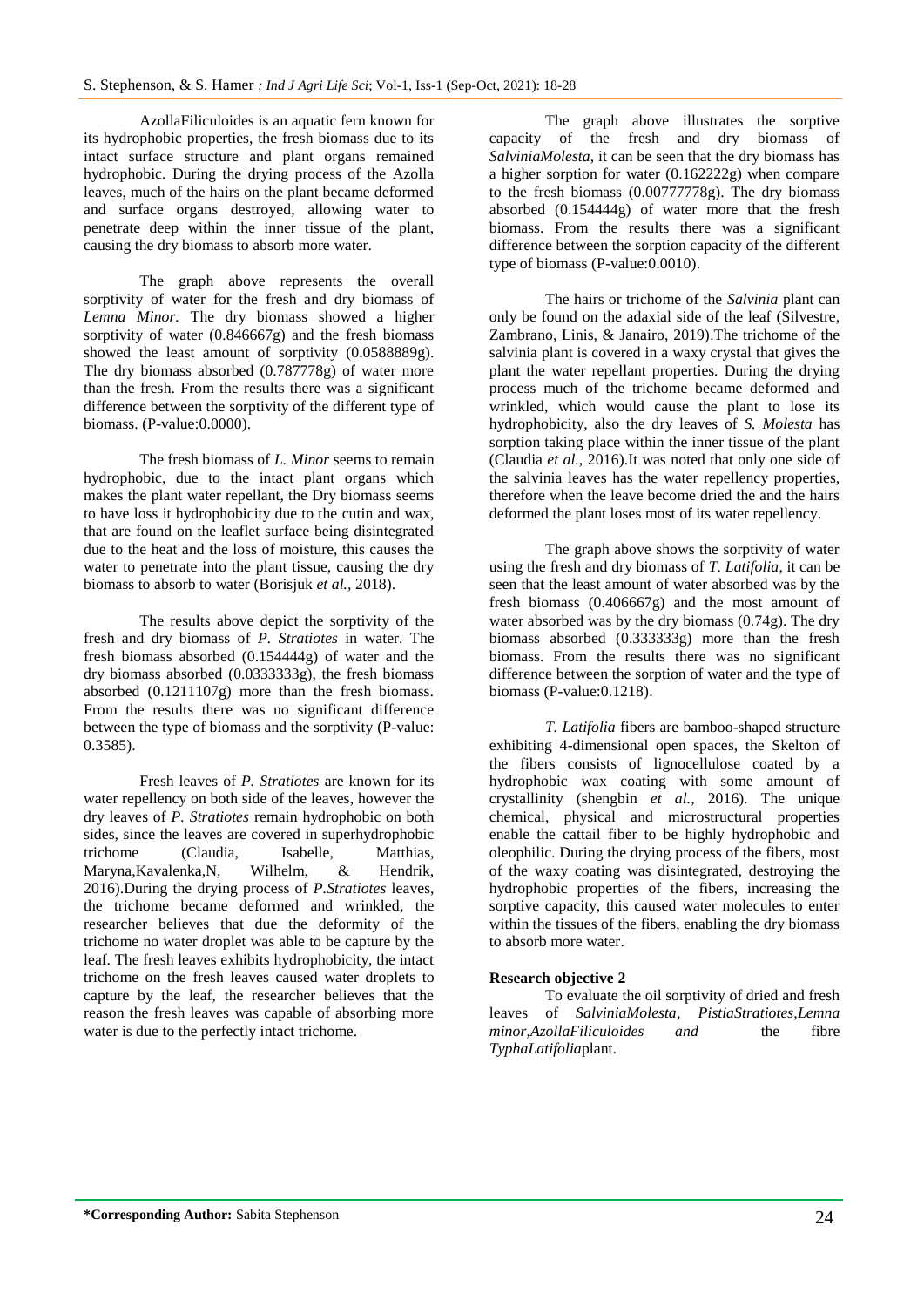AzollaFiliculoides is an aquatic fern known for its hydrophobic properties, the fresh biomass due to its intact surface structure and plant organs remained hydrophobic. During the drying process of the Azolla leaves, much of the hairs on the plant became deformed and surface organs destroyed, allowing water to penetrate deep within the inner tissue of the plant, causing the dry biomass to absorb more water.

The graph above represents the overall sorptivity of water for the fresh and dry biomass of *Lemna Minor.* The dry biomass showed a higher sorptivity of water (0.846667g) and the fresh biomass showed the least amount of sorptivity (0.0588889g). The dry biomass absorbed (0.787778g) of water more than the fresh. From the results there was a significant difference between the sorptivity of the different type of biomass. (P-value:0.0000).

The fresh biomass of *L. Minor* seems to remain hydrophobic, due to the intact plant organs which makes the plant water repellant, the Dry biomass seems to have loss it hydrophobicity due to the cutin and wax, that are found on the leaflet surface being disintegrated due to the heat and the loss of moisture, this causes the water to penetrate into the plant tissue, causing the dry biomass to absorb to water (Borisjuk *et al.*, 2018).

The results above depict the sorptivity of the fresh and dry biomass of *P. Stratiotes* in water. The fresh biomass absorbed (0.154444g) of water and the dry biomass absorbed (0.0333333g), the fresh biomass absorbed (0.1211107g) more than the fresh biomass. From the results there was no significant difference between the type of biomass and the sorptivity (P-value: 0.3585).

Fresh leaves of *P. Stratiotes* are known for its water repellency on both side of the leaves, however the dry leaves of *P. Stratiotes* remain hydrophobic on both sides, since the leaves are covered in superhydrophobic trichome (Claudia, Isabelle, Matthias, Maryna,Kavalenka,N, Wilhelm, & Hendrik, 2016).During the drying process of *P.Stratiotes* leaves, the trichome became deformed and wrinkled, the researcher believes that due the deformity of the trichome no water droplet was able to be capture by the leaf. The fresh leaves exhibits hydrophobicity, the intact trichome on the fresh leaves caused water droplets to capture by the leaf, the researcher believes that the reason the fresh leaves was capable of absorbing more water is due to the perfectly intact trichome.

The graph above illustrates the sorptive capacity of the fresh and dry biomass of *SalviniaMolesta,* it can be seen that the dry biomass has a higher sorption for water (0.162222g) when compare to the fresh biomass (0.00777778g). The dry biomass absorbed (0.154444g) of water more that the fresh biomass. From the results there was a significant difference between the sorption capacity of the different type of biomass (P-value:0.0010).

The hairs or trichome of the *Salvinia* plant can only be found on the adaxial side of the leaf (Silvestre, Zambrano, Linis, & Janairo, 2019).The trichome of the salvinia plant is covered in a waxy crystal that gives the plant the water repellant properties. During the drying process much of the trichome became deformed and wrinkled, which would cause the plant to lose its hydrophobicity, also the dry leaves of *S. Molesta* has sorption taking place within the inner tissue of the plant (Claudia *et al.,* 2016).It was noted that only one side of the salvinia leaves has the water repellency properties, therefore when the leave become dried the and the hairs deformed the plant loses most of its water repellency.

The graph above shows the sorptivity of water using the fresh and dry biomass of *T. Latifolia,* it can be seen that the least amount of water absorbed was by the fresh biomass (0.406667g) and the most amount of water absorbed was by the dry biomass (0.74g). The dry biomass absorbed (0.333333g) more than the fresh biomass. From the results there was no significant difference between the sorption of water and the type of biomass (P-value:0.1218).

*T. Latifolia* fibers are bamboo-shaped structure exhibiting 4-dimensional open spaces, the Skelton of the fibers consists of lignocellulose coated by a hydrophobic wax coating with some amount of crystallinity (shengbin *et al.,* 2016). The unique chemical, physical and microstructural properties enable the cattail fiber to be highly hydrophobic and oleophilic. During the drying process of the fibers, most of the waxy coating was disintegrated, destroying the hydrophobic properties of the fibers, increasing the sorptive capacity, this caused water molecules to enter within the tissues of the fibers, enabling the dry biomass to absorb more water.

**Research objective 2**

To evaluate the oil sorptivity of dried and fresh leaves of *SalviniaMolesta, PistiaStratiotes,Lemna minor,AzollaFiliculoides and* the fibre *TyphaLatifolia*plant.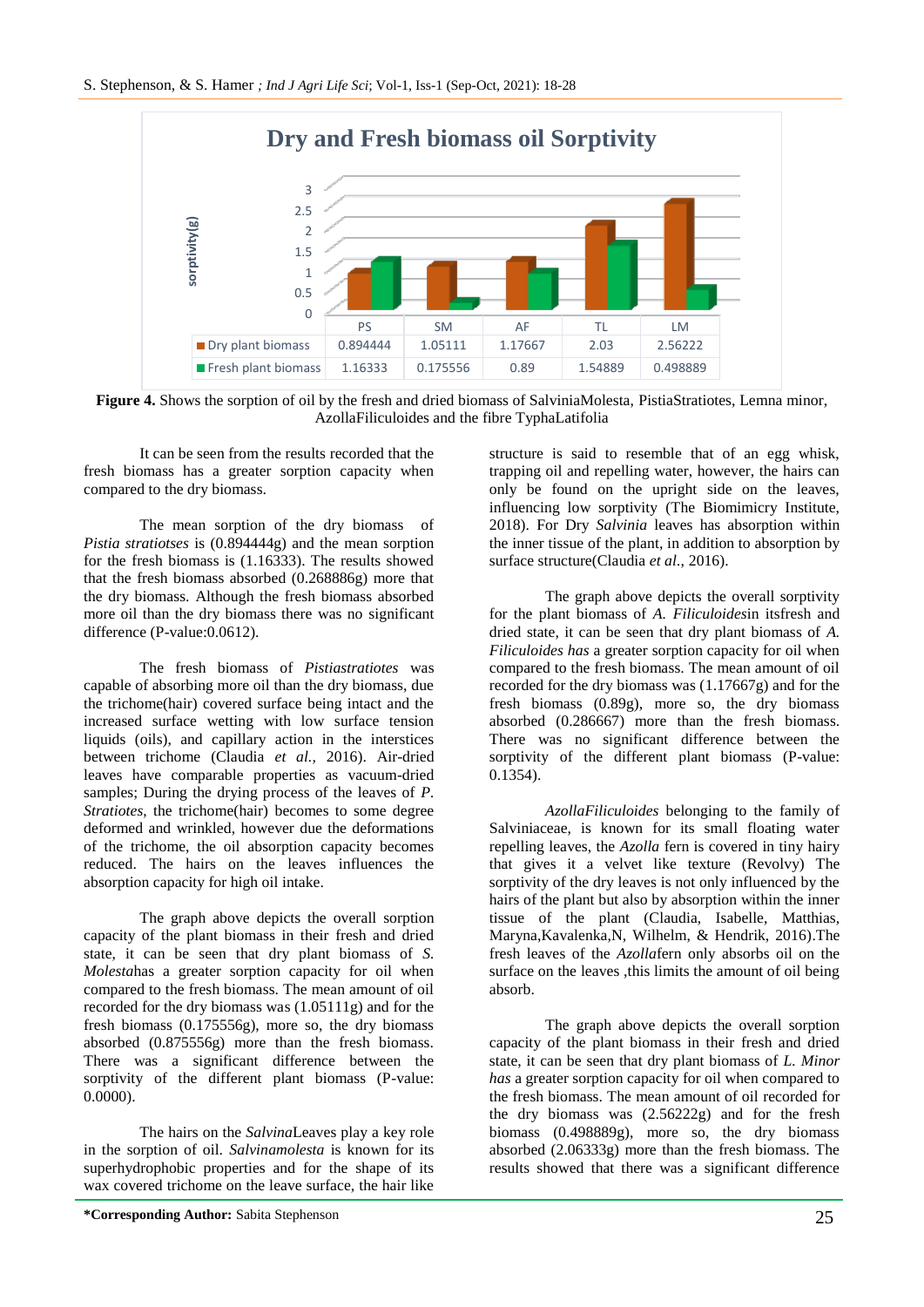**Dry and Fresh biomass oil Sorptivity**

| | PS | SM | AF | TL | LM |
|---|---|---|---|---|---|
| Dry plant biomass | 0.894444 | 1.05111 | 1.17667 | 2.03 | 2.56222 |
| Fresh plant biomass | 1.16333 | 0.175556 | 0.89 | 1.54889 | 0.498889 |

**Figure 4.** Shows the sorption of oil by the fresh and dried biomass of SalviniaMolesta, PistiaStratiotes, Lemna minor, AzollaFiliculoides and the fibre TyphaLatifolia

It can be seen from the results recorded that the fresh biomass has a greater sorption capacity when compared to the dry biomass.

The mean sorption of the dry biomass of *Pistia stratiotses* is (0.894444g) and the mean sorption for the fresh biomass is (1.16333). The results showed that the fresh biomass absorbed (0.268886g) more that the dry biomass. Although the fresh biomass absorbed more oil than the dry biomass there was no significant difference (P-value:0.0612).

The fresh biomass of *Pistiastratiotes* was capable of absorbing more oil than the dry biomass, due the trichome(hair) covered surface being intact and the increased surface wetting with low surface tension liquids (oils), and capillary action in the interstices between trichome (Claudia *et al.*, 2016). Air-dried leaves have comparable properties as vacuum-dried samples; During the drying process of the leaves of *P. Stratiotes*, the trichome(hair) becomes to some degree deformed and wrinkled, however due the deformations of the trichome, the oil absorption capacity becomes reduced. The hairs on the leaves influences the absorption capacity for high oil intake.

The graph above depicts the overall sorption capacity of the plant biomass in their fresh and dried state, it can be seen that dry plant biomass of *S. Molesta*has a greater sorption capacity for oil when compared to the fresh biomass. The mean amount of oil recorded for the dry biomass was (1.05111g) and for the fresh biomass (0.175556g), more so, the dry biomass absorbed (0.875556g) more than the fresh biomass. There was a significant difference between the sorptivity of the different plant biomass (P-value: 0.0000).

The hairs on the *Salvina*Leaves play a key role in the sorption of oil. *Salvinamolesta* is known for its superhydrophobic properties and for the shape of its wax covered trichome on the leave surface, the hair like structure is said to resemble that of an egg whisk, trapping oil and repelling water, however, the hairs can only be found on the upright side on the leaves, influencing low sorptivity (The Biomimicry Institute, 2018). For Dry *Salvinia* leaves has absorption within the inner tissue of the plant, in addition to absorption by surface structure(Claudia *et al.*, 2016).

The graph above depicts the overall sorptivity for the plant biomass of *A. Filiculoides*in itsfresh and dried state, it can be seen that dry plant biomass of *A. Filiculoides has* a greater sorption capacity for oil when compared to the fresh biomass. The mean amount of oil recorded for the dry biomass was (1.17667g) and for the fresh biomass (0.89g), more so, the dry biomass absorbed (0.286667) more than the fresh biomass. There was no significant difference between the sorptivity of the different plant biomass (P-value: 0.1354).

*AzollaFiliculoides* belonging to the family of Salviniaceae, is known for its small floating water repelling leaves, the *Azolla* fern is covered in tiny hairy that gives it a velvet like texture (Revolvy) The sorptivity of the dry leaves is not only influenced by the hairs of the plant but also by absorption within the inner tissue of the plant (Claudia, Isabelle, Matthias, Maryna,Kavalenka,N, Wilhelm, & Hendrik, 2016).The fresh leaves of the *Azolla*fern only absorbs oil on the surface on the leaves ,this limits the amount of oil being absorb.

The graph above depicts the overall sorption capacity of the plant biomass in their fresh and dried state, it can be seen that dry plant biomass of *L. Minor has* a greater sorption capacity for oil when compared to the fresh biomass. The mean amount of oil recorded for the dry biomass was (2.56222g) and for the fresh biomass (0.498889g), more so, the dry biomass absorbed (2.06333g) more than the fresh biomass. The results showed that there was a significant difference

**\*Corresponding Author:** Sabita Stephenson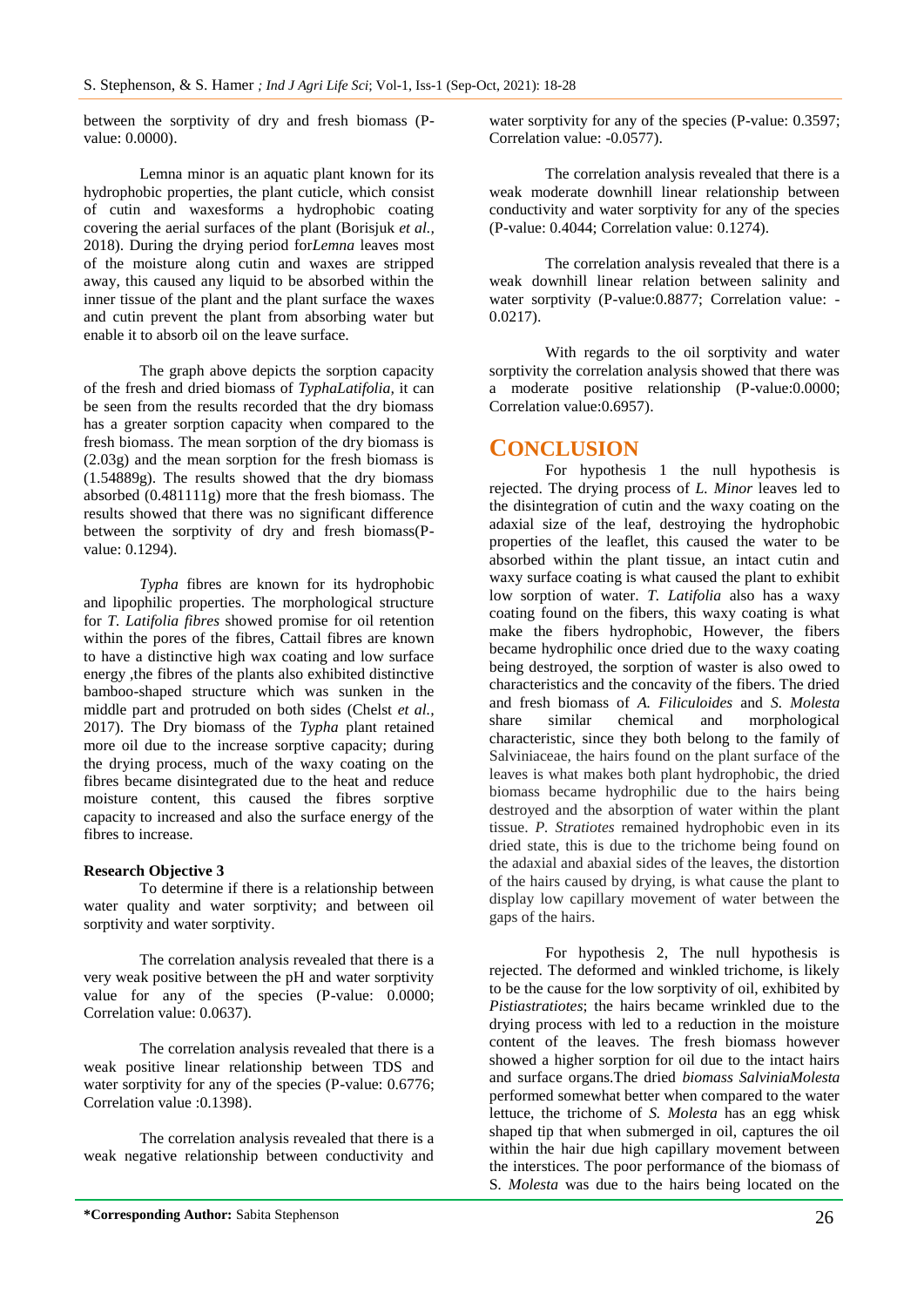between the sorptivity of dry and fresh biomass (P-value: 0.0000).

Lemna minor is an aquatic plant known for its hydrophobic properties, the plant cuticle, which consist of cutin and waxesforms a hydrophobic coating covering the aerial surfaces of the plant (Borisjuk *et al.,* 2018). During the drying period for*Lemna* leaves most of the moisture along cutin and waxes are stripped away, this caused any liquid to be absorbed within the inner tissue of the plant and the plant surface the waxes and cutin prevent the plant from absorbing water but enable it to absorb oil on the leave surface.

The graph above depicts the sorption capacity of the fresh and dried biomass of *TyphaLatifolia,* it can be seen from the results recorded that the dry biomass has a greater sorption capacity when compared to the fresh biomass. The mean sorption of the dry biomass is (2.03g) and the mean sorption for the fresh biomass is (1.54889g). The results showed that the dry biomass absorbed (0.481111g) more that the fresh biomass. The results showed that there was no significant difference between the sorptivity of dry and fresh biomass(P-value: 0.1294).

*Typha* fibres are known for its hydrophobic and lipophilic properties. The morphological structure for *T. Latifolia fibres* showed promise for oil retention within the pores of the fibres, Cattail fibres are known to have a distinctive high wax coating and low surface energy ,the fibres of the plants also exhibited distinctive bamboo-shaped structure which was sunken in the middle part and protruded on both sides (Chelst *et al.,* 2017). The Dry biomass of the *Typha* plant retained more oil due to the increase sorptive capacity; during the drying process, much of the waxy coating on the fibres became disintegrated due to the heat and reduce moisture content, this caused the fibres sorptive capacity to increased and also the surface energy of the fibres to increase.

**Research Objective 3**

To determine if there is a relationship between water quality and water sorptivity; and between oil sorptivity and water sorptivity.

The correlation analysis revealed that there is a very weak positive between the pH and water sorptivity value for any of the species (P-value: 0.0000; Correlation value: 0.0637).

The correlation analysis revealed that there is a weak positive linear relationship between TDS and water sorptivity for any of the species (P-value: 0.6776; Correlation value :0.1398).

The correlation analysis revealed that there is a weak negative relationship between conductivity and water sorptivity for any of the species (P-value: 0.3597; Correlation value: -0.0577).

The correlation analysis revealed that there is a weak moderate downhill linear relationship between conductivity and water sorptivity for any of the species (P-value: 0.4044; Correlation value: 0.1274).

The correlation analysis revealed that there is a weak downhill linear relation between salinity and water sorptivity (P-value:0.8877; Correlation value: -0.0217).

With regards to the oil sorptivity and water sorptivity the correlation analysis showed that there was a moderate positive relationship (P-value:0.0000; Correlation value:0.6957).

## CONCLUSION

For hypothesis 1 the null hypothesis is rejected. The drying process of *L. Minor* leaves led to the disintegration of cutin and the waxy coating on the adaxial size of the leaf, destroying the hydrophobic properties of the leaflet, this caused the water to be absorbed within the plant tissue, an intact cutin and waxy surface coating is what caused the plant to exhibit low sorption of water. *T. Latifolia* also has a waxy coating found on the fibers, this waxy coating is what make the fibers hydrophobic, However, the fibers became hydrophilic once dried due to the waxy coating being destroyed, the sorption of waster is also owed to characteristics and the concavity of the fibers. The dried and fresh biomass of *A. Filiculoides* and *S. Molesta* share similar chemical and morphological characteristic, since they both belong to the family of Salviniaceae, the hairs found on the plant surface of the leaves is what makes both plant hydrophobic, the dried biomass became hydrophilic due to the hairs being destroyed and the absorption of water within the plant tissue. *P. Stratiotes* remained hydrophobic even in its dried state, this is due to the trichome being found on the adaxial and abaxial sides of the leaves, the distortion of the hairs caused by drying, is what cause the plant to display low capillary movement of water between the gaps of the hairs.

For hypothesis 2, The null hypothesis is rejected. The deformed and winkled trichome, is likely to be the cause for the low sorptivity of oil, exhibited by *Pistiastratiotes*; the hairs became wrinkled due to the drying process with led to a reduction in the moisture content of the leaves. The fresh biomass however showed a higher sorption for oil due to the intact hairs and surface organs.The dried *biomass SalviniaMolesta* performed somewhat better when compared to the water lettuce, the trichome of *S. Molesta* has an egg whisk shaped tip that when submerged in oil, captures the oil within the hair due high capillary movement between the interstices. The poor performance of the biomass of S. *Molesta* was due to the hairs being located on the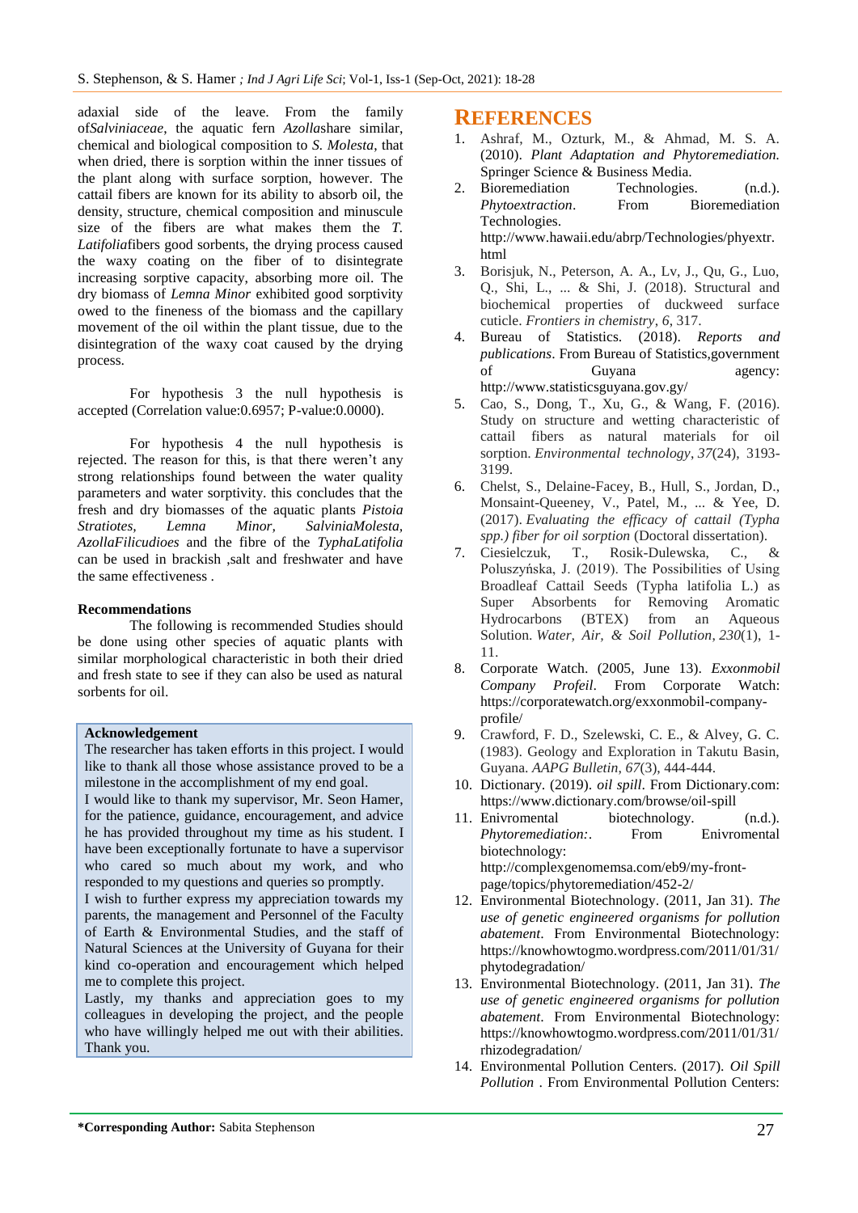adaxial side of the leave. From the family of*Salviniaceae*, the aquatic fern *Azolla*share similar, chemical and biological composition to *S. Molesta*, that when dried, there is sorption within the inner tissues of the plant along with surface sorption, however. The cattail fibers are known for its ability to absorb oil, the density, structure, chemical composition and minuscule size of the fibers are what makes them the *T. Latifolia*fibers good sorbents, the drying process caused the waxy coating on the fiber of to disintegrate increasing sorptive capacity, absorbing more oil. The dry biomass of *Lemna Minor* exhibited good sorptivity owed to the fineness of the biomass and the capillary movement of the oil within the plant tissue, due to the disintegration of the waxy coat caused by the drying process.

For hypothesis 3 the null hypothesis is accepted (Correlation value:0.6957; P-value:0.0000).

For hypothesis 4 the null hypothesis is rejected. The reason for this, is that there weren't any strong relationships found between the water quality parameters and water sorptivity. this concludes that the fresh and dry biomasses of the aquatic plants *Pistoia Stratiotes, Lemna Minor, SalviniaMolesta, AzollaFilicudioes* and the fibre of the *TyphaLatifolia* can be used in brackish ,salt and freshwater and have the same effectiveness .

**Recommendations**

The following is recommended Studies should be done using other species of aquatic plants with similar morphological characteristic in both their dried and fresh state to see if they can also be used as natural sorbents for oil.

**Acknowledgement**

The researcher has taken efforts in this project. I would like to thank all those whose assistance proved to be a milestone in the accomplishment of my end goal.

I would like to thank my supervisor, Mr. Seon Hamer, for the patience, guidance, encouragement, and advice he has provided throughout my time as his student. I have been exceptionally fortunate to have a supervisor who cared so much about my work, and who responded to my questions and queries so promptly.

I wish to further express my appreciation towards my parents, the management and Personnel of the Faculty of Earth & Environmental Studies, and the staff of Natural Sciences at the University of Guyana for their kind co-operation and encouragement which helped me to complete this project.

Lastly, my thanks and appreciation goes to my colleagues in developing the project, and the people who have willingly helped me out with their abilities. Thank you.

## REFERENCES

1. Ashraf, M., Ozturk, M., & Ahmad, M. S. A. (2010). *Plant Adaptation and Phytoremediation.* Springer Science & Business Media.
2. Bioremediation Technologies. (n.d.). *Phytoextraction*. From Bioremediation Technologies. http://www.hawaii.edu/abrp/Technologies/phyextr.html
3. Borisjuk, N., Peterson, A. A., Lv, J., Qu, G., Luo, Q., Shi, L., ... & Shi, J. (2018). Structural and biochemical properties of duckweed surface cuticle. *Frontiers in chemistry*, *6*, 317.
4. Bureau of Statistics. (2018). *Reports and publications*. From Bureau of Statistics,government of Guyana agency: http://www.statisticsguyana.gov.gy/
5. Cao, S., Dong, T., Xu, G., & Wang, F. (2016). Study on structure and wetting characteristic of cattail fibers as natural materials for oil sorption. *Environmental technology*, *37*(24), 3193-3199.
6. Chelst, S., Delaine-Facey, B., Hull, S., Jordan, D., Monsaint-Queeney, V., Patel, M., ... & Yee, D. (2017). *Evaluating the efficacy of cattail (Typha spp.) fiber for oil sorption* (Doctoral dissertation).
7. Ciesielczuk, T., Rosik-Dulewska, C., & Poluszyńska, J. (2019). The Possibilities of Using Broadleaf Cattail Seeds (Typha latifolia L.) as Super Absorbents for Removing Aromatic Hydrocarbons (BTEX) from an Aqueous Solution. *Water, Air, & Soil Pollution*, *230*(1), 1-11.
8. Corporate Watch. (2005, June 13). *Exxonmobil Company Profeil*. From Corporate Watch: https://corporatewatch.org/exxonmobil-company-profile/
9. Crawford, F. D., Szelewski, C. E., & Alvey, G. C. (1983). Geology and Exploration in Takutu Basin, Guyana. *AAPG Bulletin*, *67*(3), 444-444.
10. Dictionary. (2019). *oil spill*. From Dictionary.com: https://www.dictionary.com/browse/oil-spill
11. Enivromental biotechnology. (n.d.). *Phytoremediation:*. From Enivromental biotechnology: http://complexgenomemsa.com/eb9/my-front-page/topics/phytoremediation/452-2/
12. Environmental Biotechnology. (2011, Jan 31). *The use of genetic engineered organisms for pollution abatement*. From Environmental Biotechnology: https://knowhowtogmo.wordpress.com/2011/01/31/phytodegradation/
13. Environmental Biotechnology. (2011, Jan 31). *The use of genetic engineered organisms for pollution abatement*. From Environmental Biotechnology: https://knowhowtogmo.wordpress.com/2011/01/31/rhizodegradation/
14. Environmental Pollution Centers. (2017). *Oil Spill Pollution* . From Environmental Pollution Centers: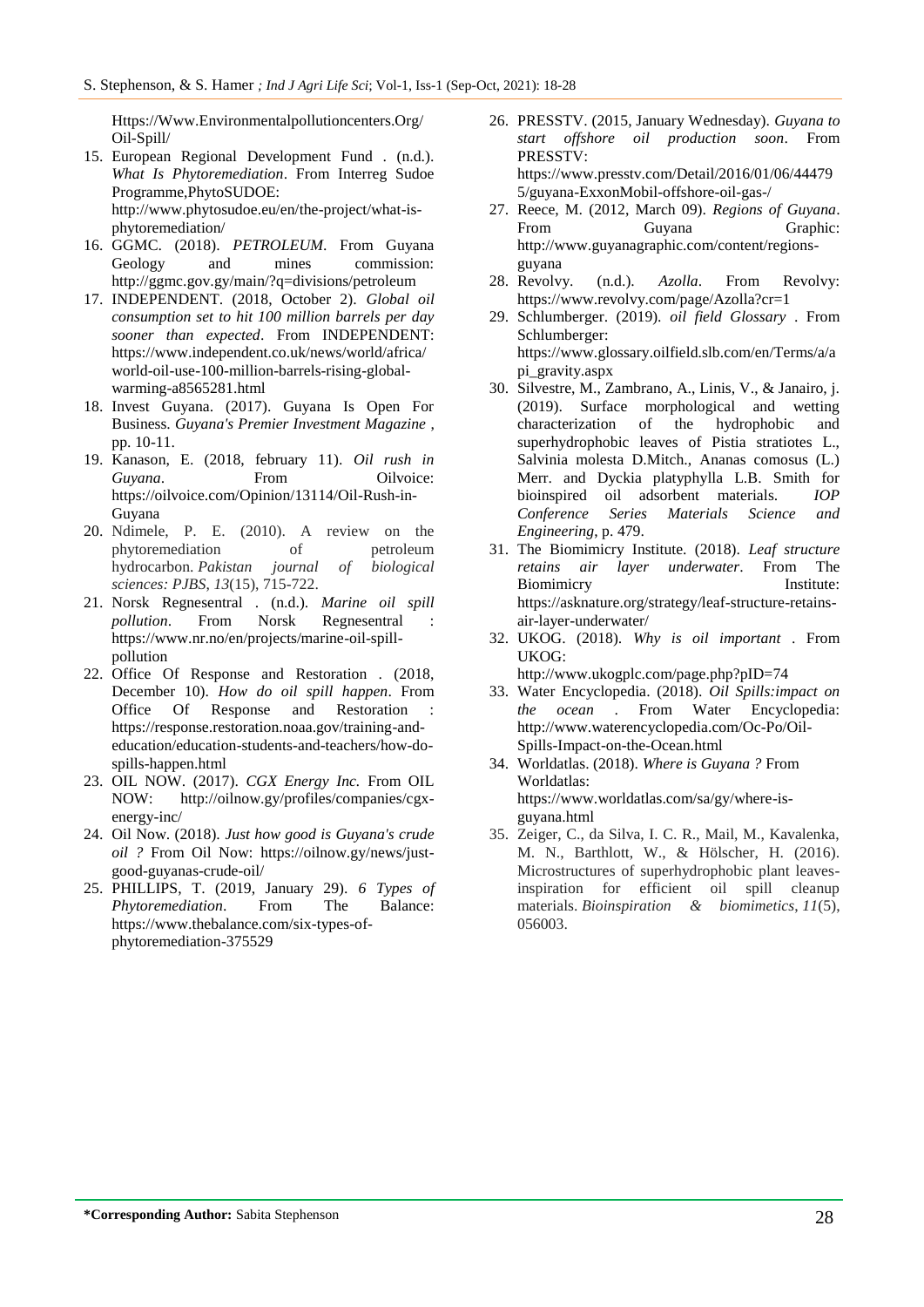Https://Www.Environmentalpollutioncenters.Org/Oil-Spill/

15. European Regional Development Fund . (n.d.). *What Is Phytoremediation*. From Interreg Sudoe Programme,PhytoSUDOE: http://www.phytosudoe.eu/en/the-project/what-is-phytoremediation/
16. GGMC. (2018). *PETROLEUM*. From Guyana Geology and mines commission: http://ggmc.gov.gy/main/?q=divisions/petroleum
17. INDEPENDENT. (2018, October 2). *Global oil consumption set to hit 100 million barrels per day sooner than expected*. From INDEPENDENT: https://www.independent.co.uk/news/world/africa/world-oil-use-100-million-barrels-rising-global-warming-a8565281.html
18. Invest Guyana. (2017). Guyana Is Open For Business. *Guyana's Premier Investment Magazine* , pp. 10-11.
19. Kanason, E. (2018, february 11). *Oil rush in Guyana*. From Oilvoice: https://oilvoice.com/Opinion/13114/Oil-Rush-in-Guyana
20. Ndimele, P. E. (2010). A review on the phytoremediation of petroleum hydrocarbon. *Pakistan journal of biological sciences: PJBS*, *13*(15), 715-722.
21. Norsk Regnesentral . (n.d.). *Marine oil spill pollution*. From Norsk Regnesentral : https://www.nr.no/en/projects/marine-oil-spill-pollution
22. Office Of Response and Restoration . (2018, December 10). *How do oil spill happen*. From Office Of Response and Restoration : https://response.restoration.noaa.gov/training-and-education/education-students-and-teachers/how-do-spills-happen.html
23. OIL NOW. (2017). *CGX Energy Inc.* From OIL NOW: http://oilnow.gy/profiles/companies/cgx-energy-inc/
24. Oil Now. (2018). *Just how good is Guyana's crude oil ?* From Oil Now: https://oilnow.gy/news/just-good-guyanas-crude-oil/
25. PHILLIPS, T. (2019, January 29). *6 Types of Phytoremediation*. From The Balance: https://www.thebalance.com/six-types-of-phytoremediation-375529
26. PRESSTV. (2015, January Wednesday). *Guyana to start offshore oil production soon*. From PRESSTV: https://www.presstv.com/Detail/2016/01/06/444795/guyana-ExxonMobil-offshore-oil-gas-/
27. Reece, M. (2012, March 09). *Regions of Guyana*. From Guyana Graphic: http://www.guyanagraphic.com/content/regions-guyana
28. Revolvy. (n.d.). *Azolla*. From Revolvy: https://www.revolvy.com/page/Azolla?cr=1
29. Schlumberger. (2019). *oil field Glossary* . From Schlumberger: https://www.glossary.oilfield.slb.com/en/Terms/a/api_gravity.aspx
30. Silvestre, M., Zambrano, A., Linis, V., & Janairo, j. (2019). Surface morphological and wetting characterization of the hydrophobic and superhydrophobic leaves of Pistia stratiotes L., Salvinia molesta D.Mitch., Ananas comosus (L.) Merr. and Dyckia platyphylla L.B. Smith for bioinspired oil adsorbent materials. *IOP Conference Series Materials Science and Engineering*, p. 479.
31. The Biomimicry Institute. (2018). *Leaf structure retains air layer underwater*. From The Biomimicry Institute: https://asknature.org/strategy/leaf-structure-retains-air-layer-underwater/
32. UKOG. (2018). *Why is oil important* . From UKOG: http://www.ukogplc.com/page.php?pID=74
33. Water Encyclopedia. (2018). *Oil Spills:impact on the ocean* . From Water Encyclopedia: http://www.waterencyclopedia.com/Oc-Po/Oil-Spills-Impact-on-the-Ocean.html
34. Worldatlas. (2018). *Where is Guyana ?* From Worldatlas: https://www.worldatlas.com/sa/gy/where-is-guyana.html
35. Zeiger, C., da Silva, I. C. R., Mail, M., Kavalenka, M. N., Barthlott, W., & Hölscher, H. (2016). Microstructures of superhydrophobic plant leaves-inspiration for efficient oil spill cleanup materials. *Bioinspiration & biomimetics*, *11*(5), 056003.